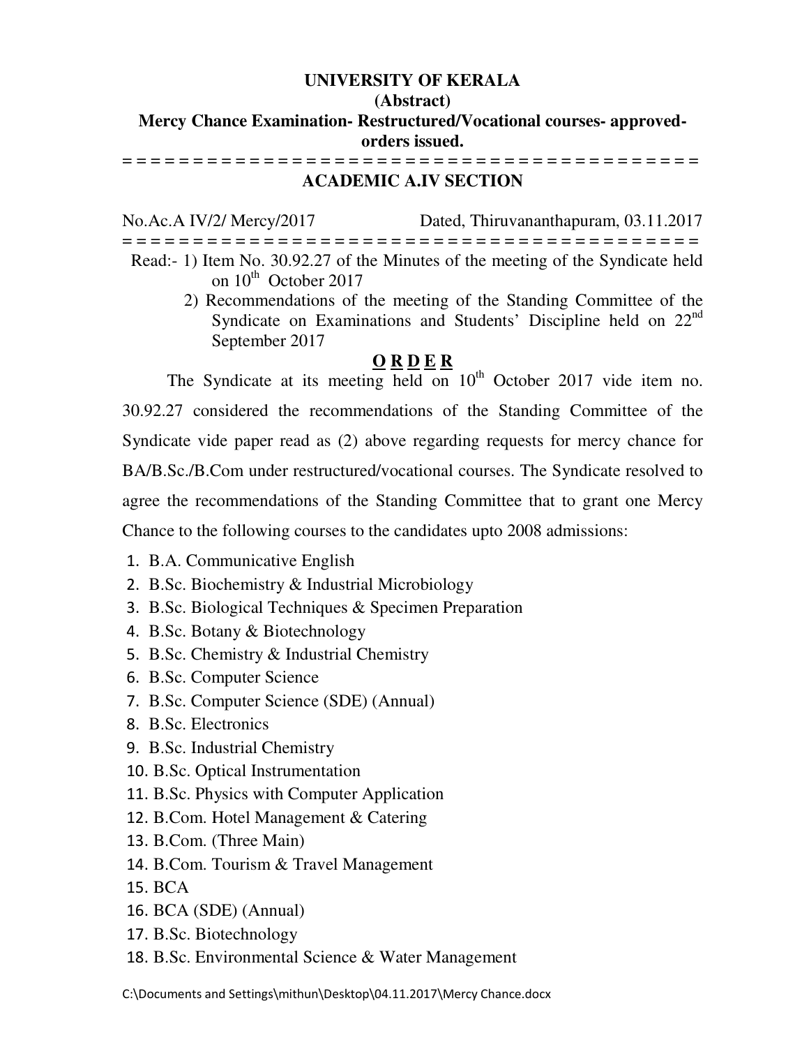# UNIVERSITY OF KERALA

**(Abstract)**

**Mercy Chance Examination- Restructured/Vocational courses- approved- orders issued.**

= = = = = = = = = = = = = = = = = = = = = = = = = = = = = = = = = = = = = = = = = = =

## ACADEMIC A.IV SECTION

No.Ac.A IV/2/ Mercy/2017 Dated, Thiruvananthapuram, 03.11.2017

= = = = = = = = = = = = = = = = = = = = = = = = = = = = = = = = = = = = = = = = = = =

Read:- 1) Item No. 30.92.27 of the Minutes of the meeting of the Syndicate held on 10th October 2017

2) Recommendations of the meeting of the Standing Committee of the Syndicate on Examinations and Students' Discipline held on 22nd September 2017

**O R D E R**

The Syndicate at its meeting held on 10th October 2017 vide item no. 30.92.27 considered the recommendations of the Standing Committee of the Syndicate vide paper read as (2) above regarding requests for mercy chance for BA/B.Sc./B.Com under restructured/vocational courses. The Syndicate resolved to agree the recommendations of the Standing Committee that to grant one Mercy Chance to the following courses to the candidates upto 2008 admissions:

1. B.A. Communicative English
2. B.Sc. Biochemistry & Industrial Microbiology
3. B.Sc. Biological Techniques & Specimen Preparation
4. B.Sc. Botany & Biotechnology
5. B.Sc. Chemistry & Industrial Chemistry
6. B.Sc. Computer Science
7. B.Sc. Computer Science (SDE) (Annual)
8. B.Sc. Electronics
9. B.Sc. Industrial Chemistry
10. B.Sc. Optical Instrumentation
11. B.Sc. Physics with Computer Application
12. B.Com. Hotel Management & Catering
13. B.Com. (Three Main)
14. B.Com. Tourism & Travel Management
15. BCA
16. BCA (SDE) (Annual)
17. B.Sc. Biotechnology
18. B.Sc. Environmental Science & Water Management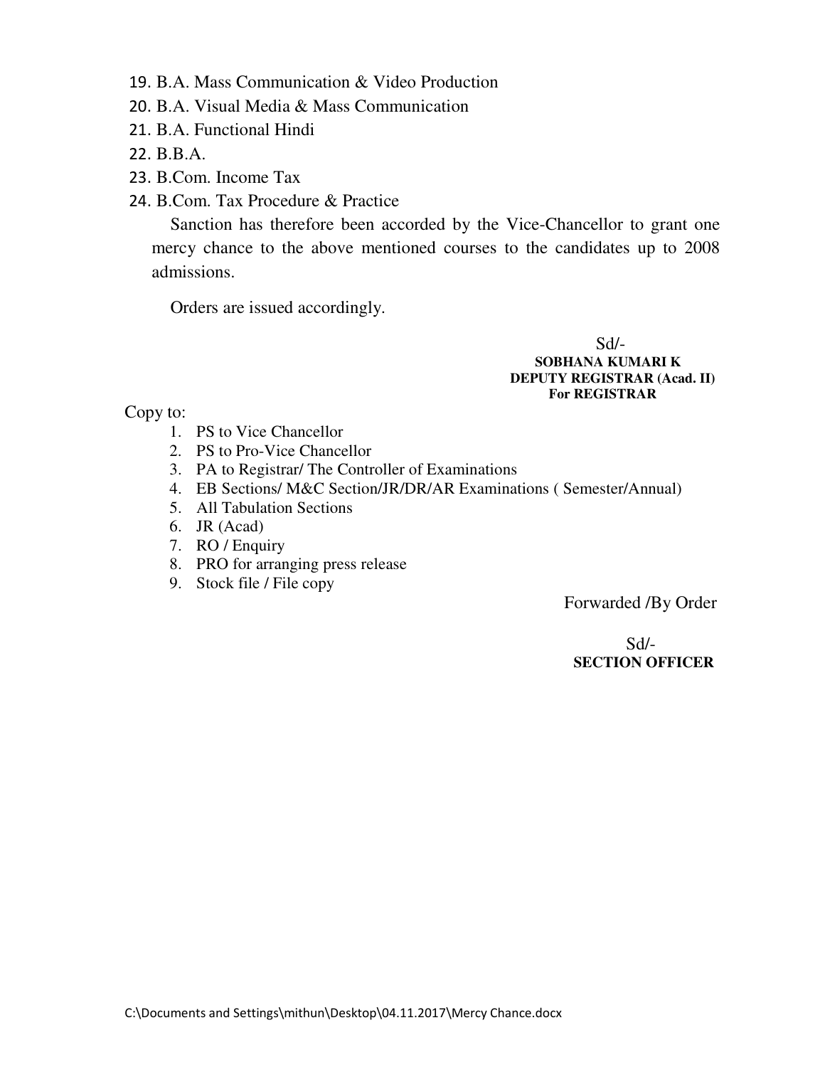19. B.A. Mass Communication & Video Production
20. B.A. Visual Media & Mass Communication
21. B.A. Functional Hindi
22. B.B.A.
23. B.Com. Income Tax
24. B.Com. Tax Procedure & Practice

Sanction has therefore been accorded by the Vice-Chancellor to grant one mercy chance to the above mentioned courses to the candidates up to 2008 admissions.

Orders are issued accordingly.

Sd/-
**SOBHANA KUMARI K**
**DEPUTY REGISTRAR (Acad. II)**
**For REGISTRAR**

Copy to:

1. PS to Vice Chancellor
2. PS to Pro-Vice Chancellor
3. PA to Registrar/ The Controller of Examinations
4. EB Sections/ M&C Section/JR/DR/AR Examinations ( Semester/Annual)
5. All Tabulation Sections
6. JR (Acad)
7. RO / Enquiry
8. PRO for arranging press release
9. Stock file / File copy

Forwarded /By Order

Sd/-
**SECTION OFFICER**

C:\Documents and Settings\mithun\Desktop\04.11.2017\Mercy Chance.docx